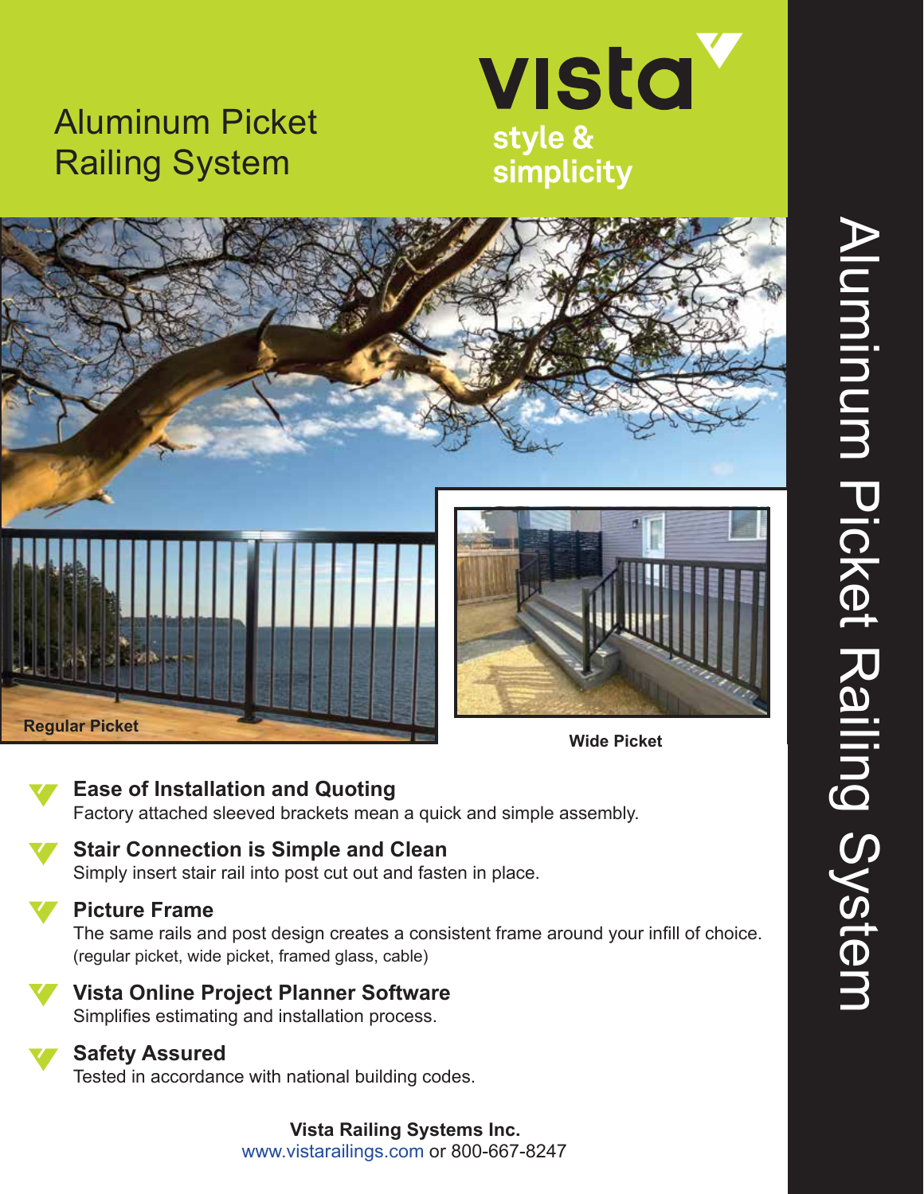# Aluminum Picket Railing System

**vista**

style & simplicity

Regular Picket

Wide Picket

### Ease of Installation and Quoting

Factory attached sleeved brackets mean a quick and simple assembly.

### Stair Connection is Simple and Clean

Simply insert stair rail into post cut out and fasten in place.

### Picture Frame

The same rails and post design creates a consistent frame around your infill of choice. (regular picket, wide picket, framed glass, cable)

### Vista Online Project Planner Software

Simplifies estimating and installation process.

### Safety Assured

Tested in accordance with national building codes.

**Vista Railing Systems Inc.**
www.vistarailings.com or 800-667-8247

Aluminum Picket Railing System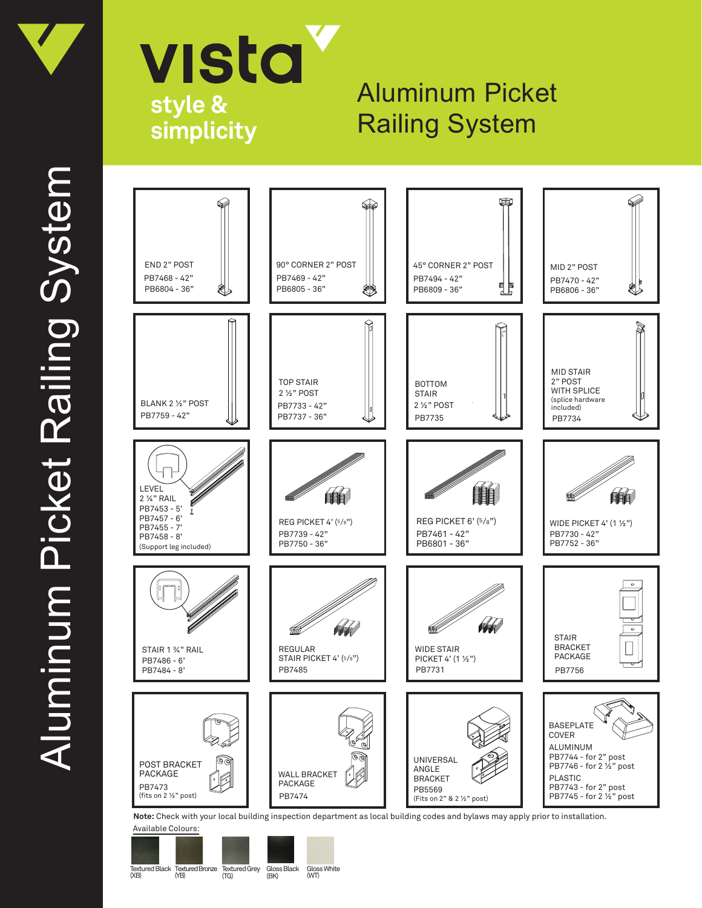# vista

**style & simplicity**

## Aluminum Picket Railing System

Aluminum Picket Railing System

END 2" POST
PB7468 - 42"
PB6804 - 36"

90° CORNER 2" POST
PB7469 - 42"
PB6805 - 36"

45° CORNER 2" POST
PB7494 - 42"
PB6809 - 36"

MID 2" POST
PB7470 - 42"
PB6806 - 36"

BLANK 2 ½" POST
PB7759 - 42"

TOP STAIR
2 ½" POST
PB7733 - 42"
PB7737 - 36"

BOTTOM
STAIR
2 ½" POST
PB7735

MID STAIR
2" POST
WITH SPLICE
(splice hardware included)
PB7734

LEVEL
2 ¼" RAIL
PB7453 - 5'
PB7457 - 6'
PB7455 - 7'
PB7458 - 8'
(Support leg included)

REG PICKET 4' (5/8")
PB7739 - 42"
PB7750 - 36"

REG PICKET 6' (5/8")
PB7461 - 42"
PB6801 - 36"

WIDE PICKET 4' (1 ½")
PB7730 - 42"
PB7752 - 36"

STAIR 1 ¾" RAIL
PB7486 - 6'
PB7484 - 8'

REGULAR
STAIR PICKET 4' (5/8")
PB7485

WIDE STAIR
PICKET 4' (1 ½")
PB7731

STAIR
BRACKET
PACKAGE
PB7756

POST BRACKET
PACKAGE
PB7473
(fits on 2 ½" post)

WALL BRACKET
PACKAGE
PB7474

UNIVERSAL
ANGLE
BRACKET
PB5569
(Fits on 2" & 2 ½" post)

BASEPLATE
COVER
ALUMINUM
PB7744 - for 2" post
PB7746 - for 2 ½" post
PLASTIC
PB7743 - for 2" post
PB7745 - for 2 ½" post

**Note:** Check with your local building inspection department as local building codes and bylaws may apply prior to installation.

Available Colours:

Textured Black (XB)
Textured Bronze (YB)
Textured Grey (TG)
Gloss Black (BK)
Gloss White (WT)